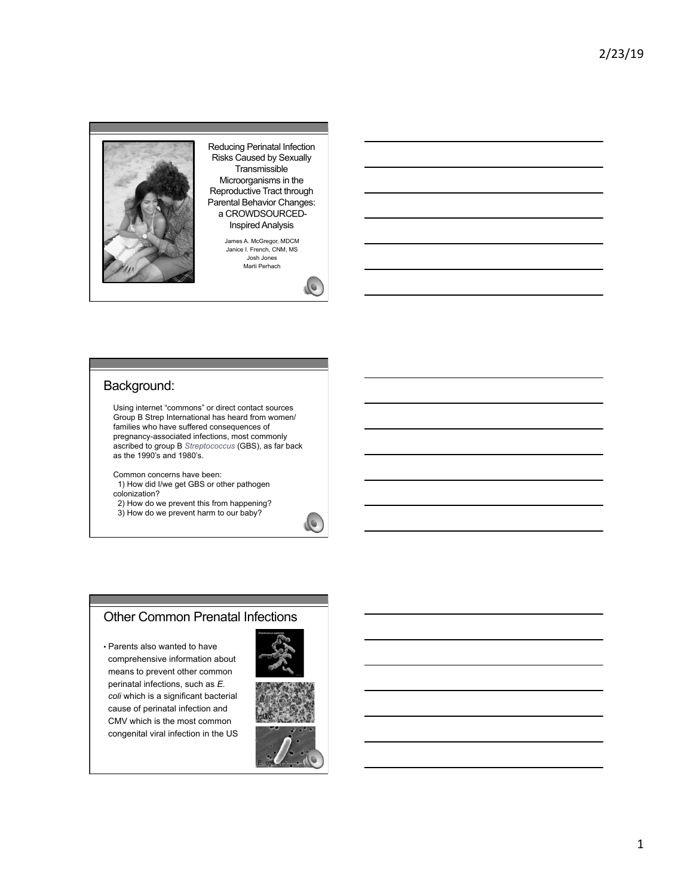Reducing Perinatal Infection Risks Caused by Sexually Transmissible Microorganisms in the Reproductive Tract through Parental Behavior Changes: a CROWDSOURCED-Inspired Analysis

James A. McGregor, MDCM
Janice I. French, CNM, MS
Josh Jones
Marti Perhach

## Background:

Using internet "commons" or direct contact sources Group B Strep International has heard from women/ families who have suffered consequences of pregnancy-associated infections, most commonly ascribed to group B *Streptococcus* (GBS), as far back as the 1990's and 1980's.

Common concerns have been:

1) How did I/we get GBS or other pathogen colonization?
2) How do we prevent this from happening?
3) How do we prevent harm to our baby?

## Other Common Prenatal Infections

- Parents also wanted to have comprehensive information about means to prevent other common perinatal infections, such as *E. coli* which is a significant bacterial cause of perinatal infection and CMV which is the most common congenital viral infection in the US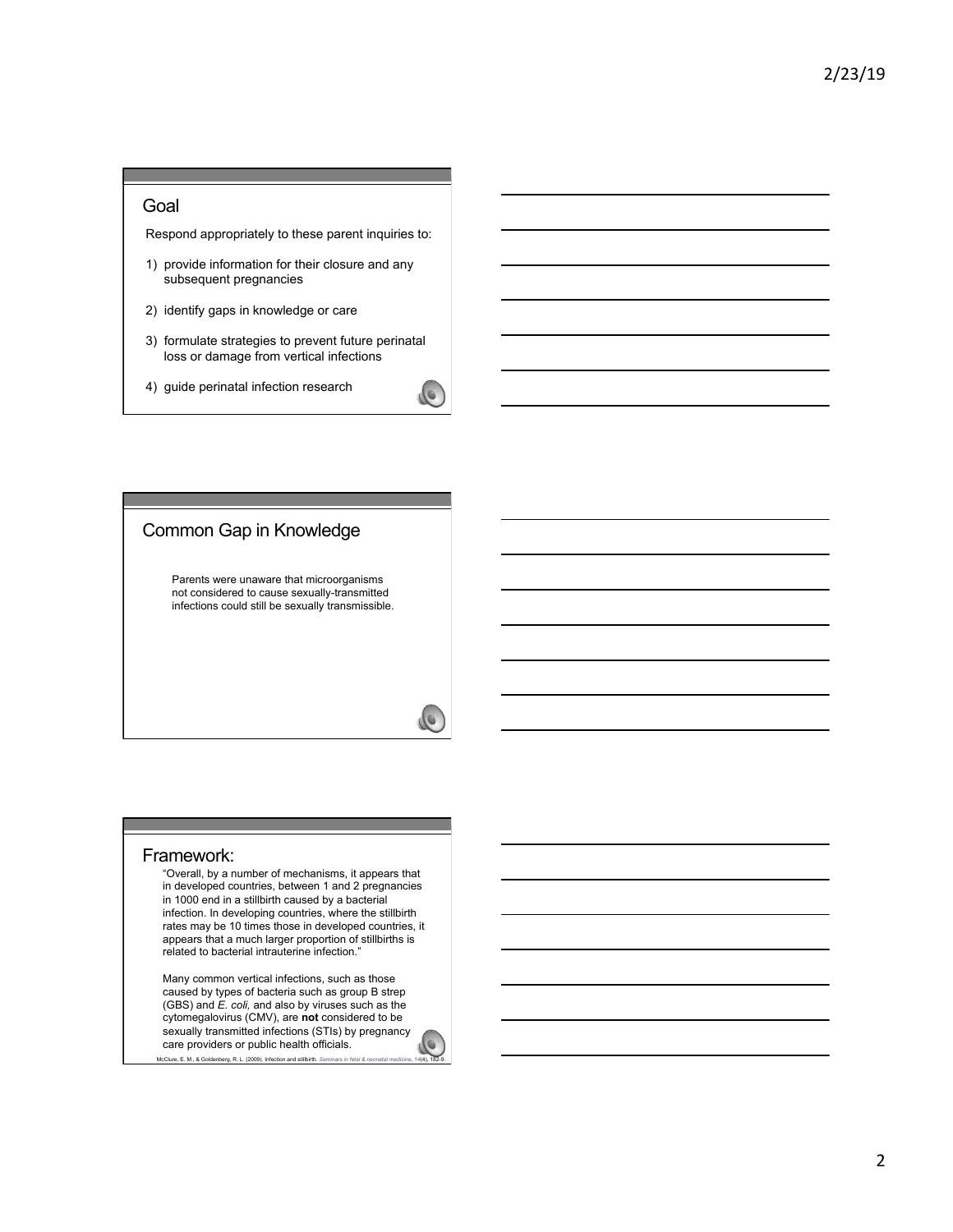## Goal

Respond appropriately to these parent inquiries to:

1) provide information for their closure and any subsequent pregnancies
2) identify gaps in knowledge or care
3) formulate strategies to prevent future perinatal loss or damage from vertical infections
4) guide perinatal infection research

## Common Gap in Knowledge

Parents were unaware that microorganisms not considered to cause sexually-transmitted infections could still be sexually transmissible.

## Framework:

"Overall, by a number of mechanisms, it appears that in developed countries, between 1 and 2 pregnancies in 1000 end in a stillbirth caused by a bacterial infection. In developing countries, where the stillbirth rates may be 10 times those in developed countries, it appears that a much larger proportion of stillbirths is related to bacterial intrauterine infection."

Many common vertical infections, such as those caused by types of bacteria such as group B strep (GBS) and *E. coli,* and also by viruses such as the cytomegalovirus (CMV), are **not** considered to be sexually transmitted infections (STIs) by pregnancy care providers or public health officials.

McClure, E. M., & Goldenberg, R. L. (2009). Infection and stillbirth. *Seminars in fetal & neonatal medicine*, *14*(4), 182-9.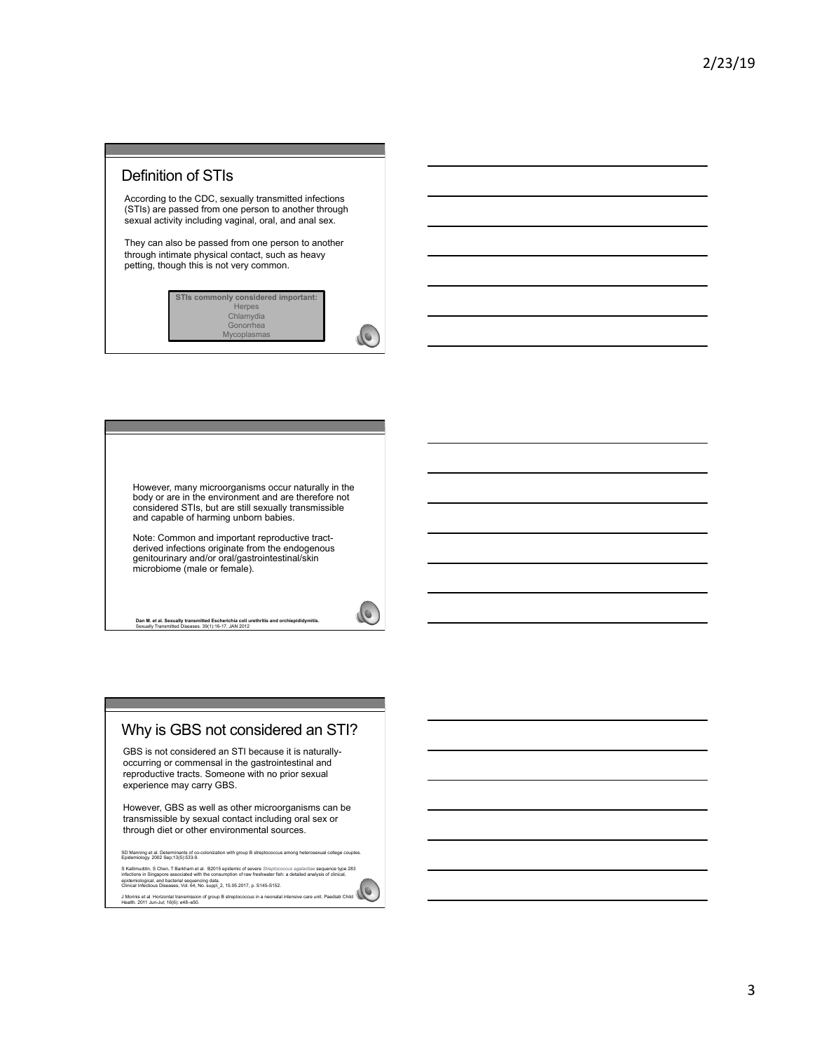## Definition of STIs

According to the CDC, sexually transmitted infections (STIs) are passed from one person to another through sexual activity including vaginal, oral, and anal sex.

They can also be passed from one person to another through intimate physical contact, such as heavy petting, though this is not very common.

**STIs commonly considered important:**
Herpes
Chlamydia
Gonorrhea
Mycoplasmas

---

However, many microorganisms occur naturally in the body or are in the environment and are therefore not considered STIs, but are still sexually transmissible and capable of harming unborn babies.

Note: Common and important reproductive tract-derived infections originate from the endogenous genitourinary and/or oral/gastrointestinal/skin microbiome (male or female).

**Dan M. et al. Sexually transmitted Escherichia coli urethritis and orchiepididymitis.**
Sexually Transmitted Diseases. 39(1):16-17, JAN 2012

---

## Why is GBS not considered an STI?

GBS is not considered an STI because it is naturally-occurring or commensal in the gastrointestinal and reproductive tracts. Someone with no prior sexual experience may carry GBS.

However, GBS as well as other microorganisms can be transmissible by sexual contact including oral sex or through diet or other environmental sources.

SD Manning et al. Determinants of co-colonization with group B streptococcus among heterosexual college couples. Epidemiology. 2002 Sep;13(5):533-9.

S Kalimuddin, S Chen, T Barkham et al. B2015 epidemic of severe *Streptococcus agalactiae* sequence type 283 infections in Singapore associated with the consumption of raw freshwater fish: a detailed analysis of clinical, epidemiological, and bacterial sequencing data.
Clinical Infectious Diseases, Vol. 64, No. suppl_2, 15.05.2017, p. S145-S152.

J Morinis et al. Horizontal transmission of group B streptococcus in a neonatal intensive care unit. Paediatr Child Health. 2011 Jun-Jul; 16(6): e48–e50.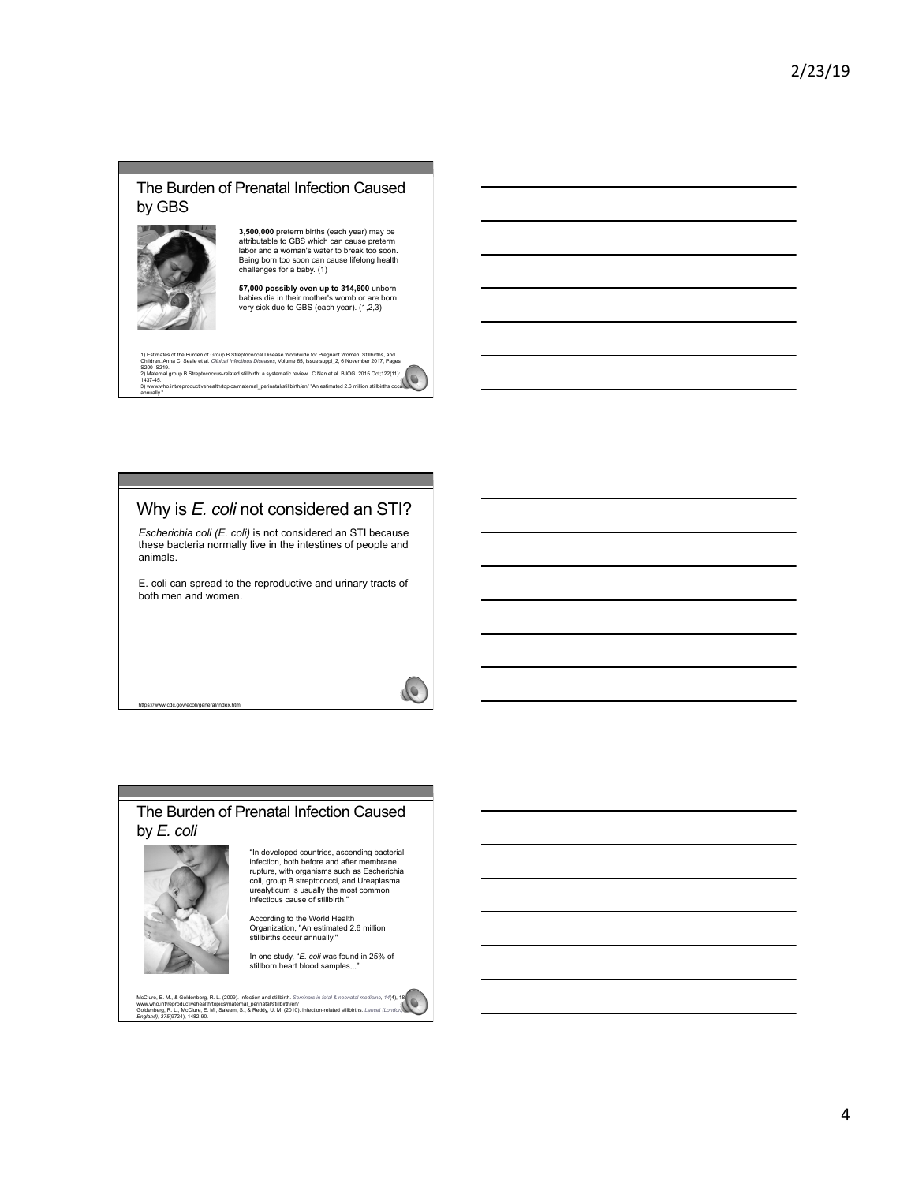## The Burden of Prenatal Infection Caused by GBS

**3,500,000** preterm births (each year) may be attributable to GBS which can cause preterm labor and a woman's water to break too soon. Being born too soon can cause lifelong health challenges for a baby. (1)

**57,000 possibly even up to 314,600** unborn babies die in their mother's womb or are born very sick due to GBS (each year). (1,2,3)

1) Estimates of the Burden of Group B Streptococcal Disease Worldwide for Pregnant Women, Stillbirths, and Children. Anna C. Seale et al. *Clinical Infectious Diseases*, Volume 65, Issue suppl_2, 6 November 2017, Pages S200–S219.
2) Maternal group B Streptococcus-related stillbirth: a systematic review. C Nan et al. BJOG. 2015 Oct;122(11):1437-45.
3) www.who.int/reproductivehealth/topics/maternal_perinatal/stillbirth/en/ "An estimated 2.6 million stillbirths occur annually."

## Why is *E. coli* not considered an STI?

*Escherichia coli (E. coli)* is not considered an STI because these bacteria normally live in the intestines of people and animals.

E. coli can spread to the reproductive and urinary tracts of both men and women.

https://www.cdc.gov/ecoli/general/index.html

## The Burden of Prenatal Infection Caused by *E. coli*

"In developed countries, ascending bacterial infection, both before and after membrane rupture, with organisms such as Escherichia coli, group B streptococci, and Ureaplasma urealyticum is usually the most common infectious cause of stillbirth."

According to the World Health Organization, "An estimated 2.6 million stillbirths occur annually."

In one study, "*E. coli* was found in 25% of stillborn heart blood samples…"

McClure, E. M., & Goldenberg, R. L. (2009). Infection and stillbirth. *Seminars in fetal & neonatal medicine, 14*(4), 18…
www.who.int/reproductivehealth/topics/maternal_perinatal/stillbirth/en/
Goldenberg, R. L., McClure, E. M., Saleem, S., & Reddy, U. M. (2010). Infection-related stillbirths. *Lancet (London, England), 375*(9724), 1482-90.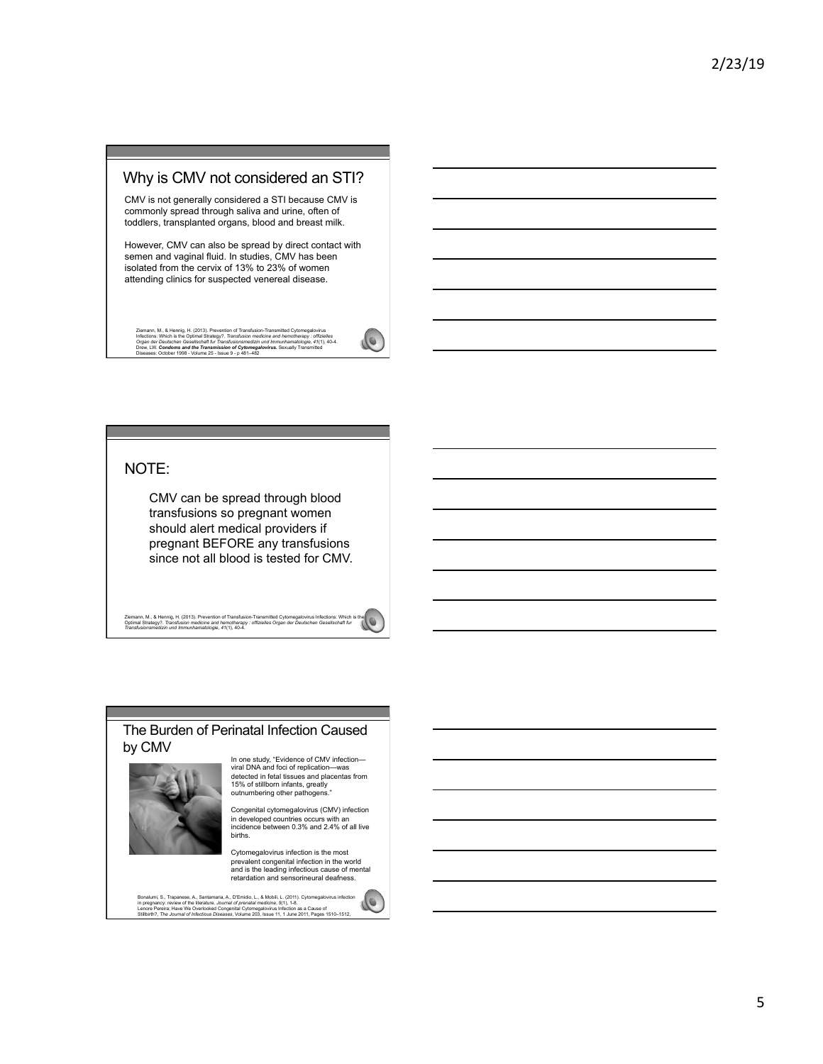## Why is CMV not considered an STI?

CMV is not generally considered a STI because CMV is commonly spread through saliva and urine, often of toddlers, transplanted organs, blood and breast milk.

However, CMV can also be spread by direct contact with semen and vaginal fluid. In studies, CMV has been isolated from the cervix of 13% to 23% of women attending clinics for suspected venereal disease.

Ziemann, M., & Hennig, H. (2013). Prevention of Transfusion-Transmitted Cytomegalovirus Infections: Which is the Optimal Strategy?. *Transfusion medicine and hemotherapy : offizielles Organ der Deutschen Gesellschaft fur Transfusionsmedizin und Immunhamatologie*, *41*(1), 40-4.
Drew, LW. ***Condoms and the Transmission of Cytomegalovirus.*** Sexually Transmitted Diseases: October 1998 - Volume 25 - Issue 9 - p 481–482

## NOTE:

CMV can be spread through blood transfusions so pregnant women should alert medical providers if pregnant BEFORE any transfusions since not all blood is tested for CMV.

Ziemann, M., & Hennig, H. (2013). Prevention of Transfusion-Transmitted Cytomegalovirus Infections: Which is the Optimal Strategy?. *Transfusion medicine and hemotherapy : offizielles Organ der Deutschen Gesellschaft fur Transfusionsmedizin und Immunhamatologie*, *41*(1), 40-4.

## The Burden of Perinatal Infection Caused by CMV

In one study, "Evidence of CMV infection—viral DNA and foci of replication—was detected in fetal tissues and placentas from 15% of stillborn infants, greatly outnumbering other pathogens."

Congenital cytomegalovirus (CMV) infection in developed countries occurs with an incidence between 0.3% and 2.4% of all live births.

Cytomegalovirus infection is the most prevalent congenital infection in the world and is the leading infectious cause of mental retardation and sensorineural deafness.

Bonalumi, S., Trapanese, A., Santamaria, A., D'Emidio, L., & Mobili, L. (2011). Cytomegalovirus infection in pregnancy: review of the literature. *Journal of prenatal medicine*, *5*(1), 1-8.
Lenore Pereira; Have We Overlooked Congenital Cytomegalovirus Infection as a Cause of Stillbirth?, *The Journal of Infectious Diseases*, Volume 203, Issue 11, 1 June 2011, Pages 1510–1512,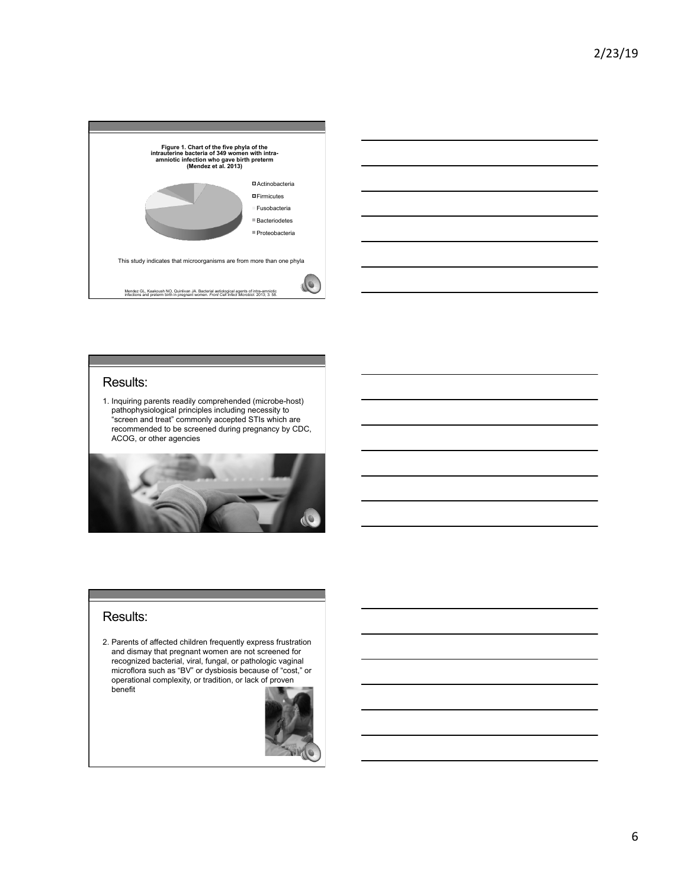**Figure 1. Chart of the five phyla of the intrauterine bacteria of 349 women with intra-amniotic infection who gave birth preterm (Mendez et al. 2013)**

- Actinobacteria
- Firmicutes
- Fusobacteria
- Bacteriodetes
- Proteobacteria

This study indicates that microorganisms are from more than one phyla

Mendez GL, Kaakoush NO, Quinlivan JA. Bacterial aetiological agents of intra-amniotic infections and preterm birth in pregnant women. *Front Cell Infect Microbiol.* 2013; 3: 58.

## Results:

1. Inquiring parents readily comprehended (microbe-host) pathophysiological principles including necessity to "screen and treat" commonly accepted STIs which are recommended to be screened during pregnancy by CDC, ACOG, or other agencies

## Results:

2. Parents of affected children frequently express frustration and dismay that pregnant women are not screened for recognized bacterial, viral, fungal, or pathologic vaginal microflora such as "BV" or dysbiosis because of "cost," or operational complexity, or tradition, or lack of proven benefit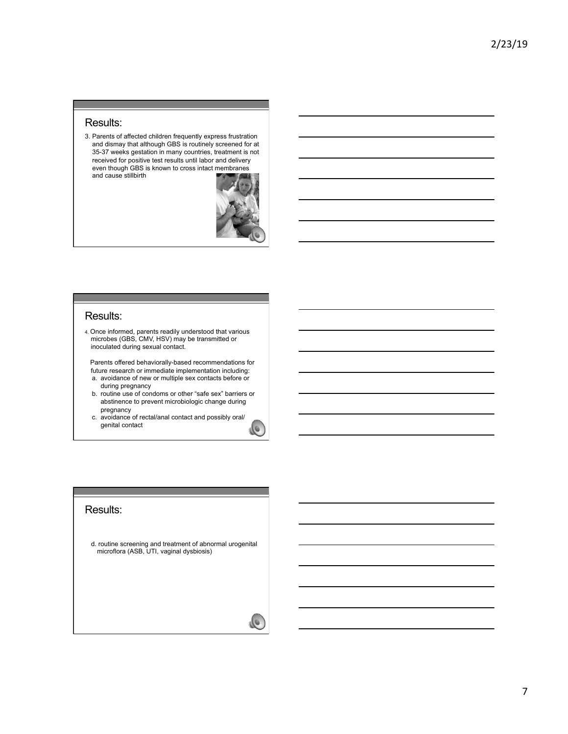## Results:

3. Parents of affected children frequently express frustration and dismay that although GBS is routinely screened for at 35-37 weeks gestation in many countries, treatment is not received for positive test results until labor and delivery even though GBS is known to cross intact membranes and cause stillbirth

## Results:

4. Once informed, parents readily understood that various microbes (GBS, CMV, HSV) may be transmitted or inoculated during sexual contact.

   Parents offered behaviorally-based recommendations for future research or immediate implementation including:

   a. avoidance of new or multiple sex contacts before or during pregnancy
   b. routine use of condoms or other "safe sex" barriers or abstinence to prevent microbiologic change during pregnancy
   c. avoidance of rectal/anal contact and possibly oral/genital contact

## Results:

   d. routine screening and treatment of abnormal urogenital microflora (ASB, UTI, vaginal dysbiosis)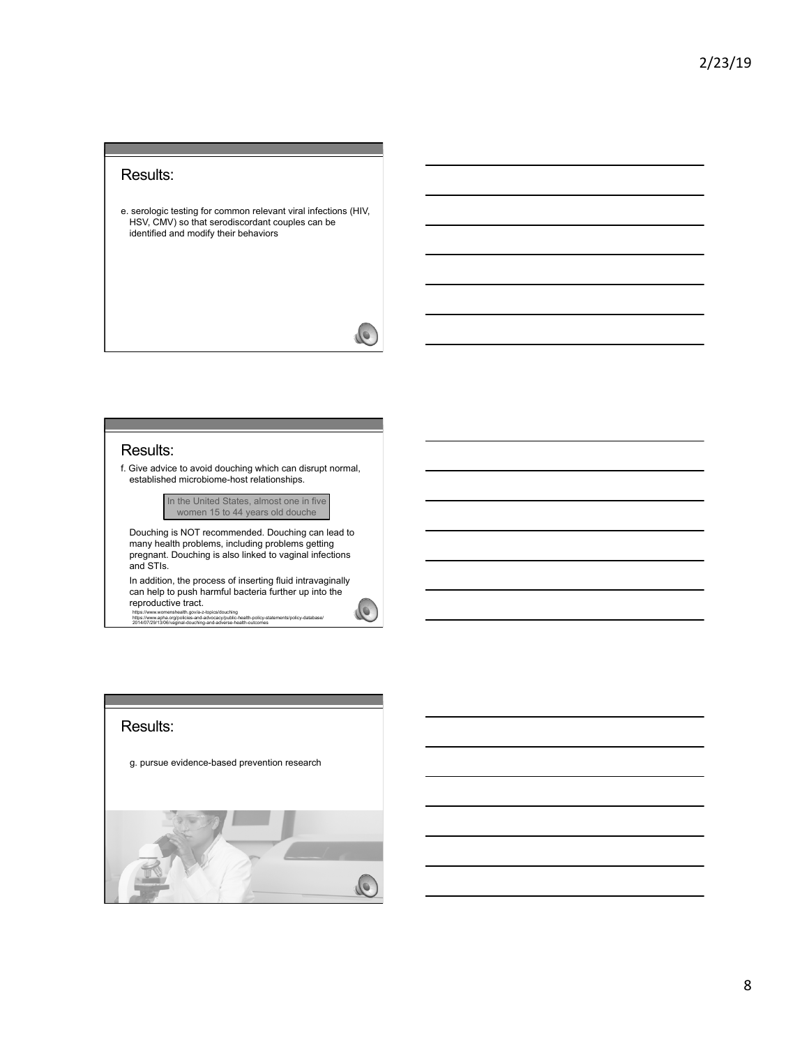## Results:

e. serologic testing for common relevant viral infections (HIV, HSV, CMV) so that serodiscordant couples can be identified and modify their behaviors

## Results:

f. Give advice to avoid douching which can disrupt normal, established microbiome-host relationships.

In the United States, almost one in five women 15 to 44 years old douche

Douching is NOT recommended. Douching can lead to many health problems, including problems getting pregnant. Douching is also linked to vaginal infections and STIs.

In addition, the process of inserting fluid intravaginally can help to push harmful bacteria further up into the reproductive tract.

https://www.womenshealth.gov/a-z-topics/douching
https://www.apha.org/policies-and-advocacy/public-health-policy-statements/policy-database/2014/07/29/13/06/vaginal-douching-and-adverse-health-outcomes

## Results:

g. pursue evidence-based prevention research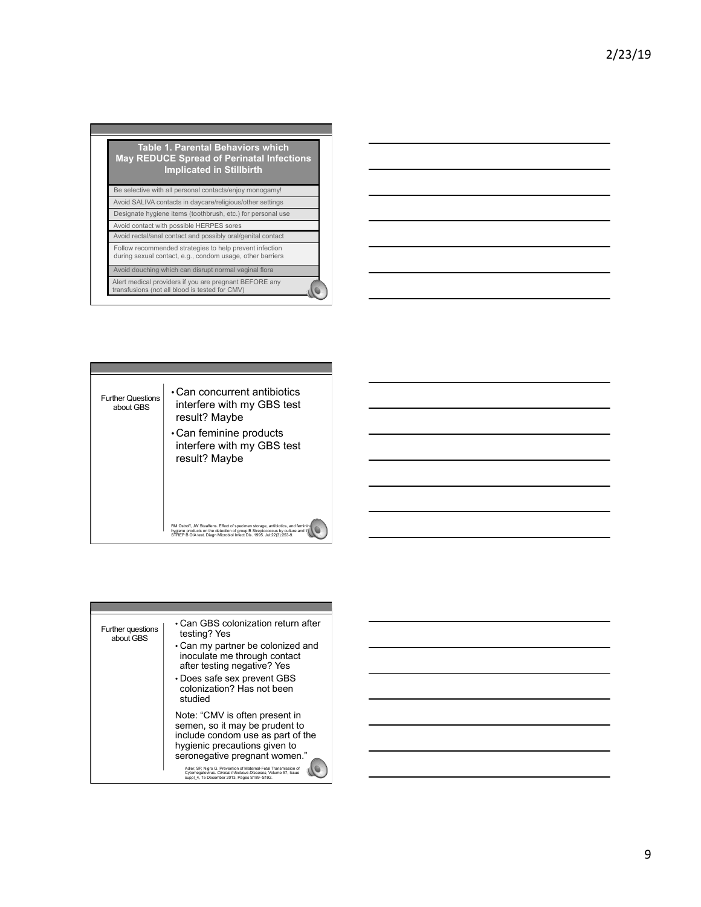## Table 1. Parental Behaviors which May REDUCE Spread of Perinatal Infections Implicated in Stillbirth

| Table 1. Parental Behaviors which May REDUCE Spread of Perinatal Infections Implicated in Stillbirth |
| --- |
| Be selective with all personal contacts/enjoy monogamy! |
| Avoid SALIVA contacts in daycare/religious/other settings |
| Designate hygiene items (toothbrush, etc.) for personal use |
| Avoid contact with possible HERPES sores |
| Avoid rectal/anal contact and possibly oral/genital contact |
| Follow recommended strategies to help prevent infection during sexual contact, e.g., condom usage, other barriers |
| Avoid douching which can disrupt normal vaginal flora |
| Alert medical providers if you are pregnant BEFORE any transfusions (not all blood is tested for CMV) |

## Further Questions about GBS

- Can concurrent antibiotics interfere with my GBS test result? Maybe
- Can feminine products interfere with my GBS test result? Maybe

RM Ostroff, JW Steaffens. Effect of specimen storage, antibiotics, and feminine hygiene products on the detection of group B Streptococcus by culture and the STREP B OIA test. Diagn Microbiol Infect Dis. 1995. Jul;22(3):253-9.

## Further questions about GBS

- Can GBS colonization return after testing? Yes
- Can my partner be colonized and inoculate me through contact after testing negative? Yes
- Does safe sex prevent GBS colonization? Has not been studied

Note: "CMV is often present in semen, so it may be prudent to include condom use as part of the hygienic precautions given to seronegative pregnant women."

Adler, SP, Nigro G. Prevention of Maternal-Fetal Transmission of Cytomegalovirus. *Clinical Infectious Diseases*, Volume 57, Issue suppl_4, 15 December 2013, Pages S189–S192.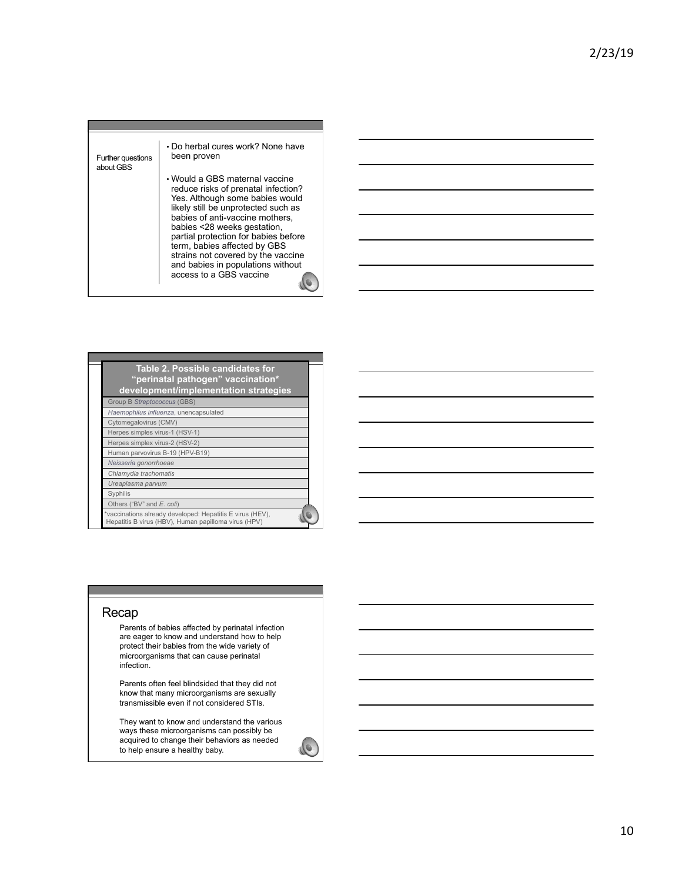Further questions about GBS

- Do herbal cures work? None have been proven
- Would a GBS maternal vaccine reduce risks of prenatal infection? Yes. Although some babies would likely still be unprotected such as babies of anti-vaccine mothers, babies <28 weeks gestation, partial protection for babies before term, babies affected by GBS strains not covered by the vaccine and babies in populations without access to a GBS vaccine

| Table 2. Possible candidates for "perinatal pathogen" vaccination* development/implementation strategies |
|---|
| Group B *Streptococcus* (GBS) |
| *Haemophilus influenza*, unencapsulated |
| Cytomegalovirus (CMV) |
| Herpes simples virus-1 (HSV-1) |
| Herpes simplex virus-2 (HSV-2) |
| Human parvovirus B-19 (HPV-B19) |
| *Neisseria gonorrhoeae* |
| *Chlamydia trachomatis* |
| *Ureaplasma parvum* |
| Syphilis |
| Others ("BV" and *E. coli*) |

*vaccinations already developed: Hepatitis E virus (HEV), Hepatitis B virus (HBV), Human papilloma virus (HPV)

## Recap

Parents of babies affected by perinatal infection are eager to know and understand how to help protect their babies from the wide variety of microorganisms that can cause perinatal infection.

Parents often feel blindsided that they did not know that many microorganisms are sexually transmissible even if not considered STIs.

They want to know and understand the various ways these microorganisms can possibly be acquired to change their behaviors as needed to help ensure a healthy baby.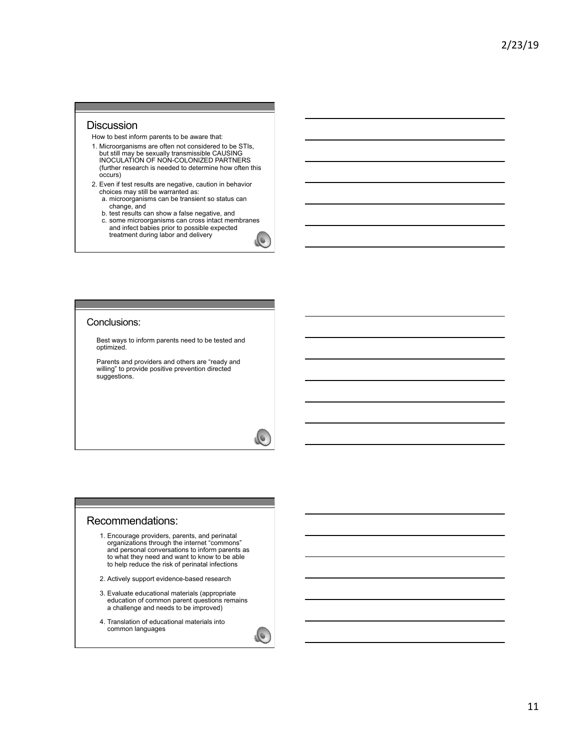## Discussion

How to best inform parents to be aware that:

1. Microorganisms are often not considered to be STIs, but still may be sexually transmissible CAUSING INOCULATION OF NON-COLONIZED PARTNERS (further research is needed to determine how often this occurs)
2. Even if test results are negative, caution in behavior choices may still be warranted as:
   a. microorganisms can be transient so status can change, and
   b. test results can show a false negative, and
   c. some microorganisms can cross intact membranes and infect babies prior to possible expected treatment during labor and delivery

## Conclusions:

Best ways to inform parents need to be tested and optimized.

Parents and providers and others are "ready and willing" to provide positive prevention directed suggestions.

## Recommendations:

1. Encourage providers, parents, and perinatal organizations through the internet "commons" and personal conversations to inform parents as to what they need and want to know to be able to help reduce the risk of perinatal infections
2. Actively support evidence-based research
3. Evaluate educational materials (appropriate education of common parent questions remains a challenge and needs to be improved)
4. Translation of educational materials into common languages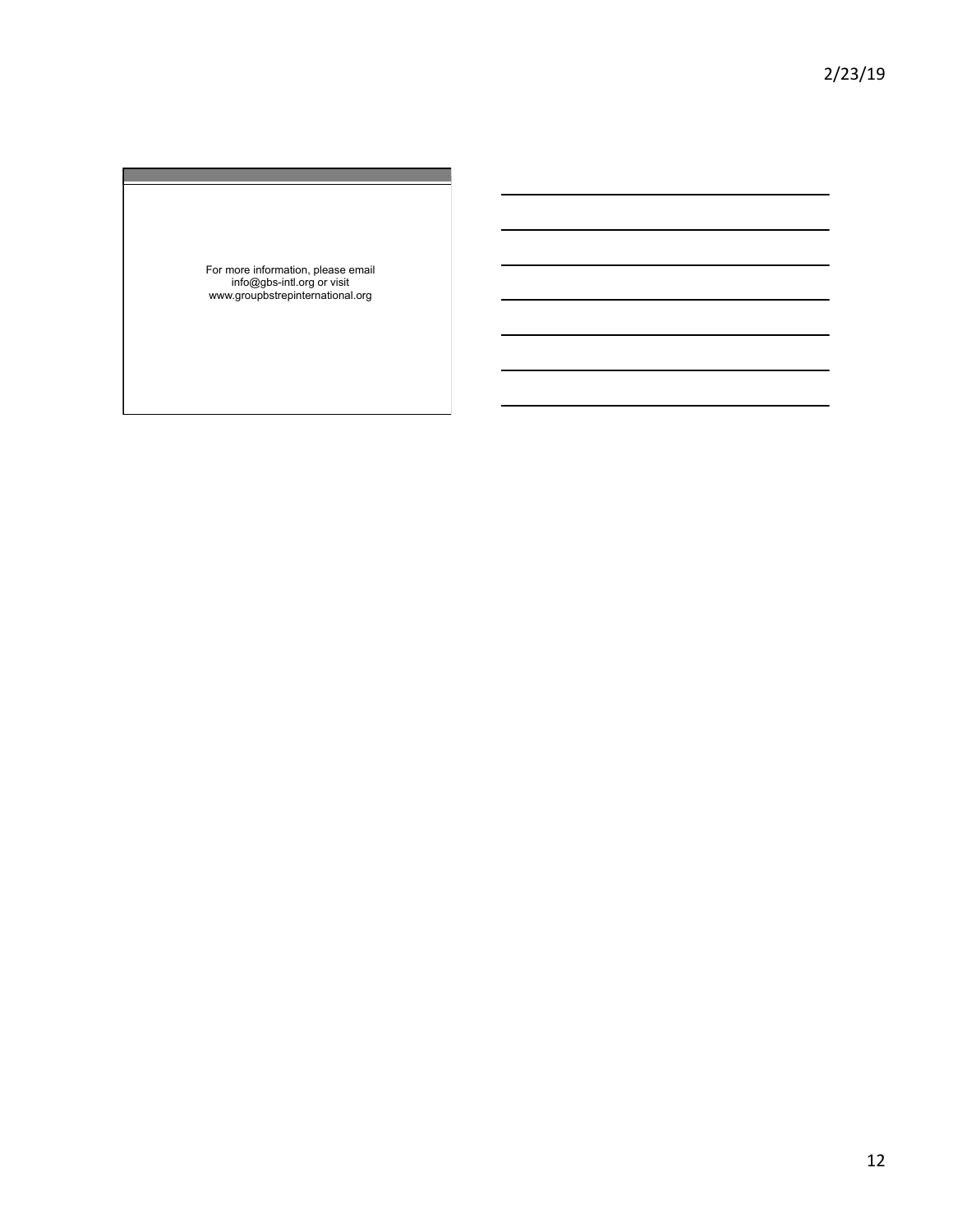For more information, please email info@gbs-intl.org or visit www.groupbstrepinternational.org